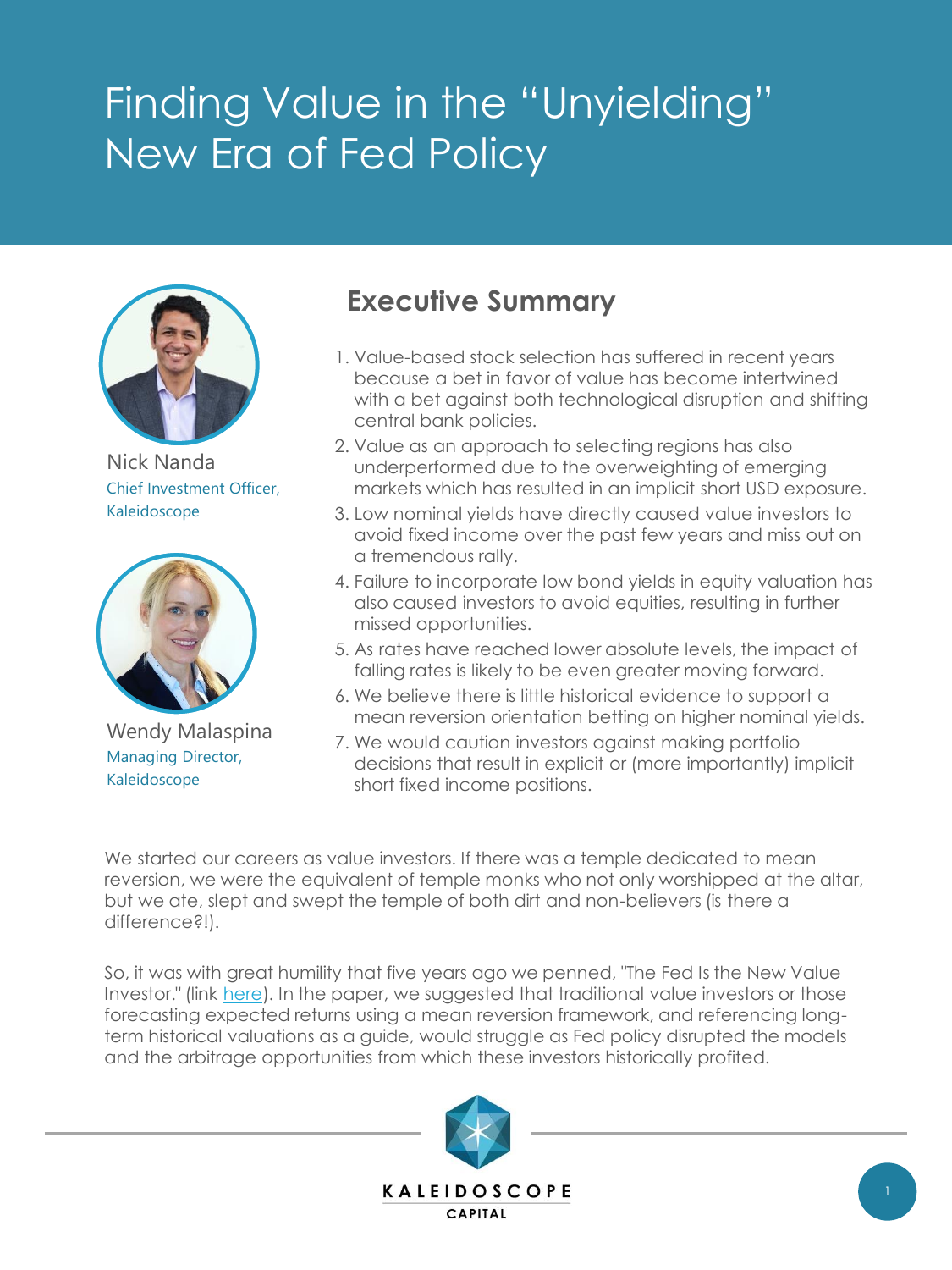# Finding Value in the "Unyielding" New Era of Fed Policy

Nick Nanda
Chief Investment Officer, Kaleidoscope

Wendy Malaspina
Managing Director, Kaleidoscope

## Executive Summary

1. Value-based stock selection has suffered in recent years because a bet in favor of value has become intertwined with a bet against both technological disruption and shifting central bank policies.
2. Value as an approach to selecting regions has also underperformed due to the overweighting of emerging markets which has resulted in an implicit short USD exposure.
3. Low nominal yields have directly caused value investors to avoid fixed income over the past few years and miss out on a tremendous rally.
4. Failure to incorporate low bond yields in equity valuation has also caused investors to avoid equities, resulting in further missed opportunities.
5. As rates have reached lower absolute levels, the impact of falling rates is likely to be even greater moving forward.
6. We believe there is little historical evidence to support a mean reversion orientation betting on higher nominal yields.
7. We would caution investors against making portfolio decisions that result in explicit or (more importantly) implicit short fixed income positions.

We started our careers as value investors. If there was a temple dedicated to mean reversion, we were the equivalent of temple monks who not only worshipped at the altar, but we ate, slept and swept the temple of both dirt and non-believers (is there a difference?!).

So, it was with great humility that five years ago we penned, "The Fed Is the New Value Investor." (link here). In the paper, we suggested that traditional value investors or those forecasting expected returns using a mean reversion framework, and referencing long-term historical valuations as a guide, would struggle as Fed policy disrupted the models and the arbitrage opportunities from which these investors historically profited.

KALEIDOSCOPE CAPITAL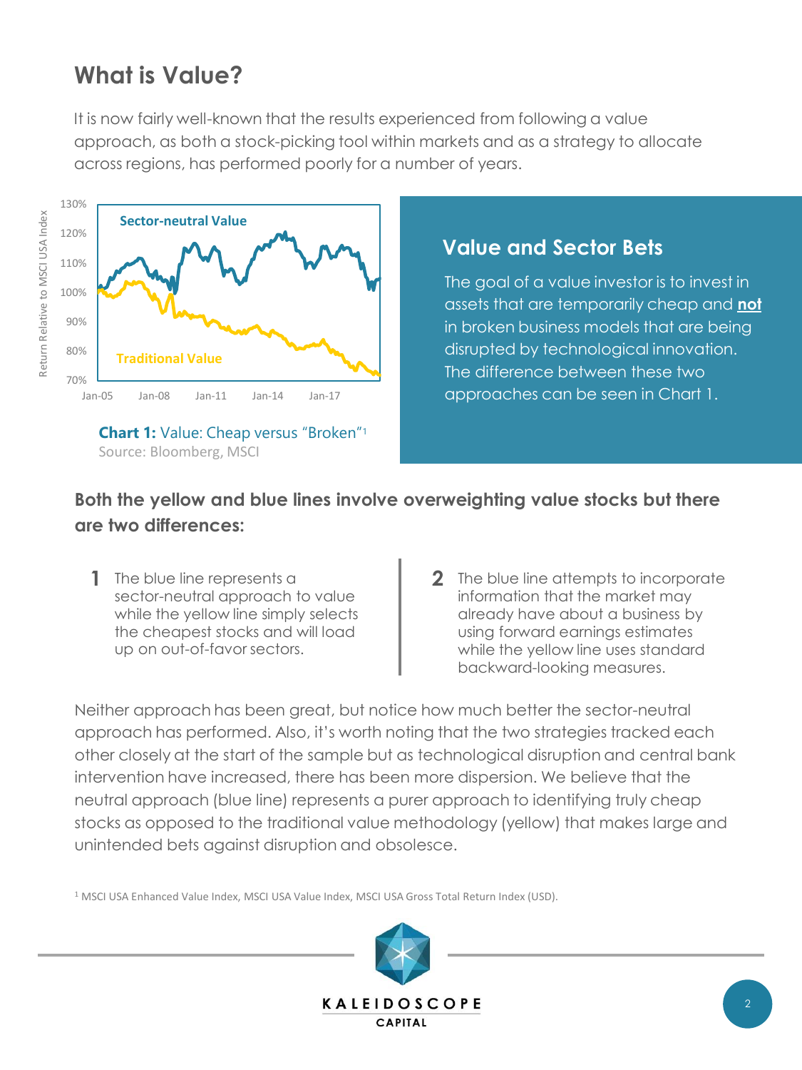# What is Value?

It is now fairly well-known that the results experienced from following a value approach, as both a stock-picking tool within markets and as a strategy to allocate across regions, has performed poorly for a number of years.

**Chart 1:** Value: Cheap versus "Broken"[1]
Source: Bloomberg, MSCI

## Value and Sector Bets

The goal of a value investor is to invest in assets that are temporarily cheap and **not** in broken business models that are being disrupted by technological innovation. The difference between these two approaches can be seen in Chart 1.

### Both the yellow and blue lines involve overweighting value stocks but there are two differences:

1. The blue line represents a sector-neutral approach to value while the yellow line simply selects the cheapest stocks and will load up on out-of-favor sectors.
2. The blue line attempts to incorporate information that the market may already have about a business by using forward earnings estimates while the yellow line uses standard backward-looking measures.

Neither approach has been great, but notice how much better the sector-neutral approach has performed. Also, it's worth noting that the two strategies tracked each other closely at the start of the sample but as technological disruption and central bank intervention have increased, there has been more dispersion. We believe that the neutral approach (blue line) represents a purer approach to identifying truly cheap stocks as opposed to the traditional value methodology (yellow) that makes large and unintended bets against disruption and obsolesce.

[1] MSCI USA Enhanced Value Index, MSCI USA Value Index, MSCI USA Gross Total Return Index (USD).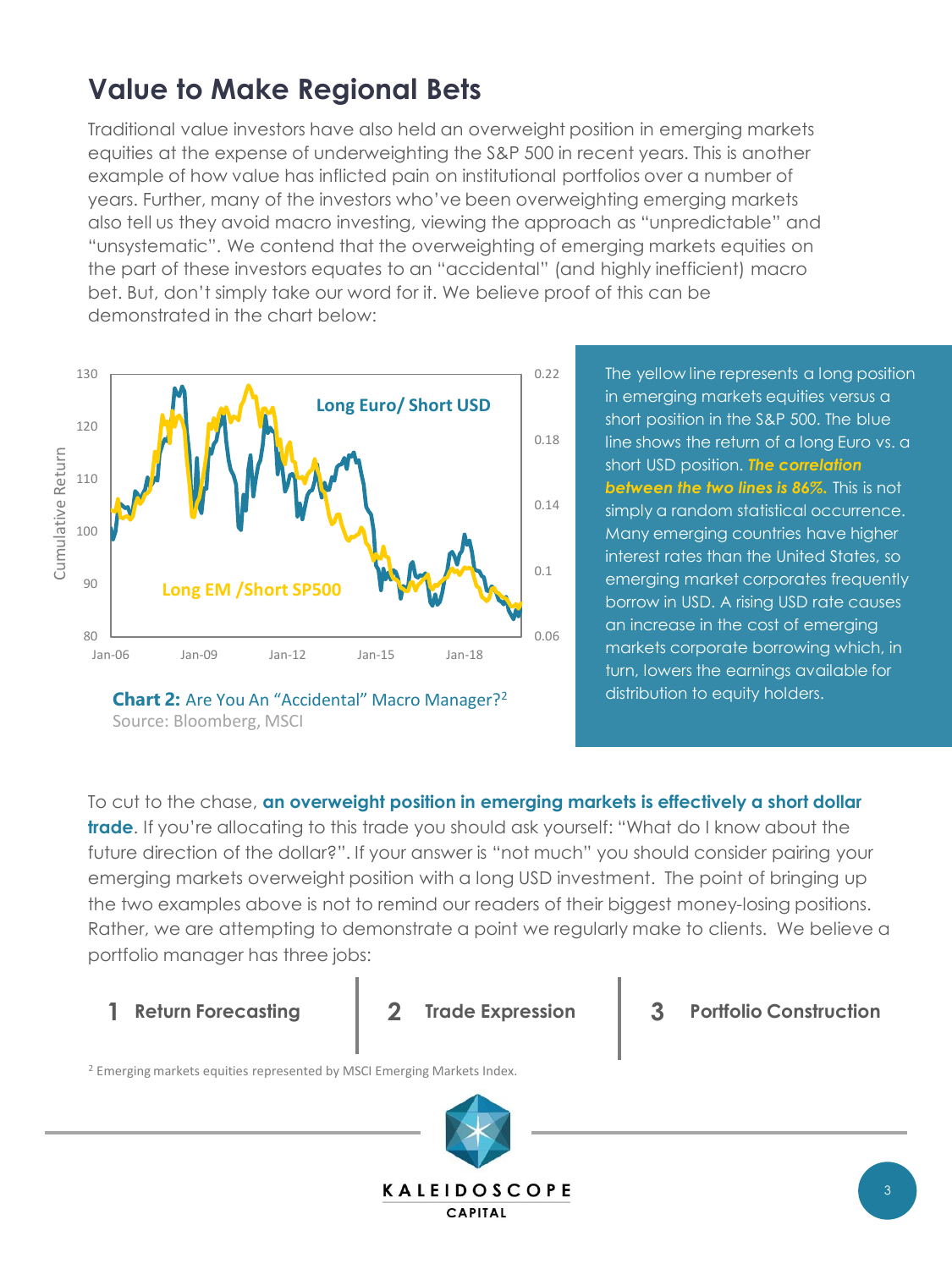# Value to Make Regional Bets

Traditional value investors have also held an overweight position in emerging markets equities at the expense of underweighting the S&P 500 in recent years. This is another example of how value has inflicted pain on institutional portfolios over a number of years. Further, many of the investors who've been overweighting emerging markets also tell us they avoid macro investing, viewing the approach as "unpredictable" and "unsystematic". We contend that the overweighting of emerging markets equities on the part of these investors equates to an "accidental" (and highly inefficient) macro bet. But, don't simply take our word for it. We believe proof of this can be demonstrated in the chart below:

**Chart 2:** Are You An "Accidental" Macro Manager?[2]
Source: Bloomberg, MSCI

The yellow line represents a long position in emerging markets equities versus a short position in the S&P 500. The blue line shows the return of a long Euro vs. a short USD position. ***The correlation between the two lines is 86%.*** This is not simply a random statistical occurrence. Many emerging countries have higher interest rates than the United States, so emerging market corporates frequently borrow in USD. A rising USD rate causes an increase in the cost of emerging markets corporate borrowing which, in turn, lowers the earnings available for distribution to equity holders.

To cut to the chase, **an overweight position in emerging markets is effectively a short dollar trade**. If you're allocating to this trade you should ask yourself: "What do I know about the future direction of the dollar?". If your answer is "not much" you should consider pairing your emerging markets overweight position with a long USD investment. The point of bringing up the two examples above is not to remind our readers of their biggest money-losing positions. Rather, we are attempting to demonstrate a point we regularly make to clients. We believe a portfolio manager has three jobs:

1. **Return Forecasting**
2. **Trade Expression**
3. **Portfolio Construction**

[2] Emerging markets equities represented by MSCI Emerging Markets Index.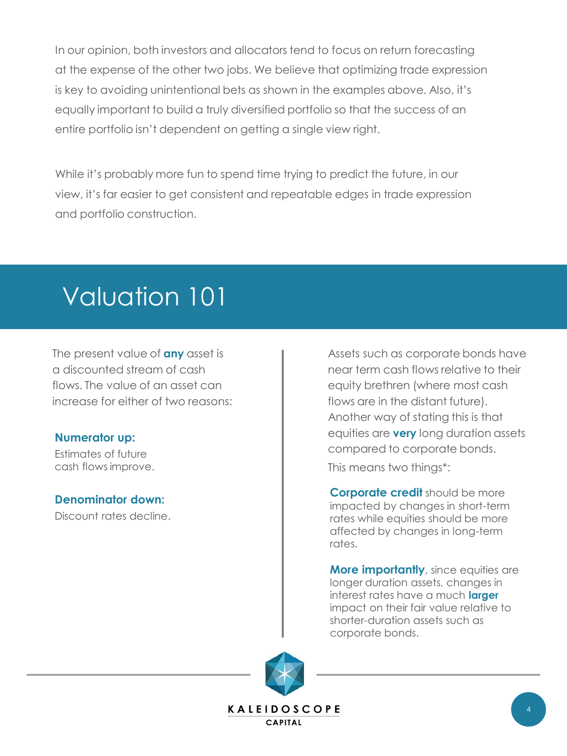In our opinion, both investors and allocators tend to focus on return forecasting at the expense of the other two jobs. We believe that optimizing trade expression is key to avoiding unintentional bets as shown in the examples above. Also, it's equally important to build a truly diversified portfolio so that the success of an entire portfolio isn't dependent on getting a single view right.

While it's probably more fun to spend time trying to predict the future, in our view, it's far easier to get consistent and repeatable edges in trade expression and portfolio construction.

# Valuation 101

The present value of **any** asset is a discounted stream of cash flows. The value of an asset can increase for either of two reasons:

**Numerator up:**
Estimates of future cash flows improve.

**Denominator down:**
Discount rates decline.

Assets such as corporate bonds have near term cash flows relative to their equity brethren (where most cash flows are in the distant future). Another way of stating this is that equities are **very** long duration assets compared to corporate bonds.

This means two things*:

**Corporate credit** should be more impacted by changes in short-term rates while equities should be more affected by changes in long-term rates.

**More importantly**, since equities are longer duration assets, changes in interest rates have a much **larger** impact on their fair value relative to shorter-duration assets such as corporate bonds.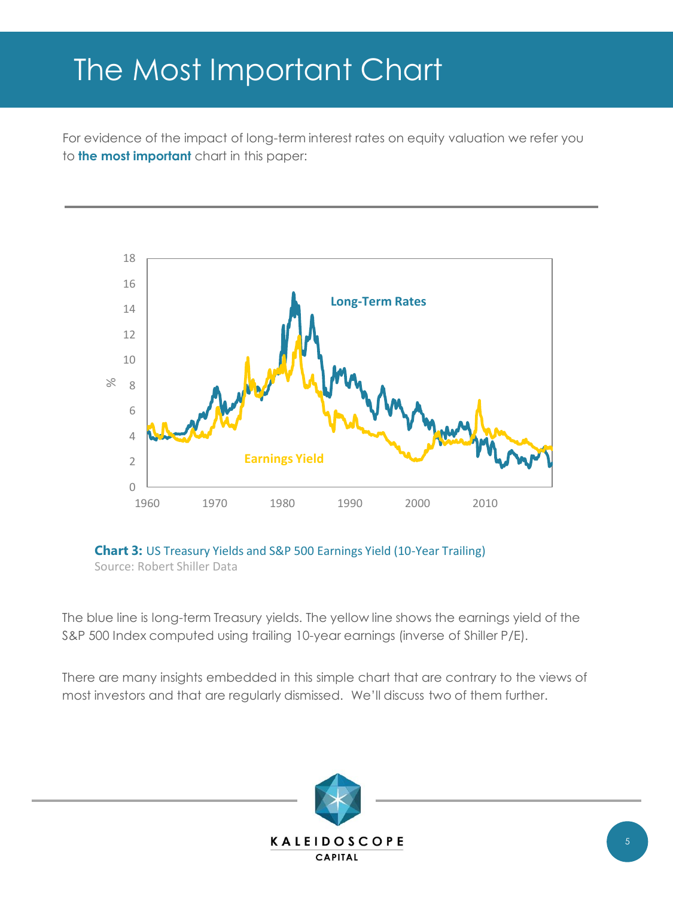# The Most Important Chart

For evidence of the impact of long-term interest rates on equity valuation we refer you to **the most important** chart in this paper:

**Chart 3:** US Treasury Yields and S&P 500 Earnings Yield (10-Year Trailing)
Source: Robert Shiller Data

The blue line is long-term Treasury yields. The yellow line shows the earnings yield of the S&P 500 Index computed using trailing 10-year earnings (inverse of Shiller P/E).

There are many insights embedded in this simple chart that are contrary to the views of most investors and that are regularly dismissed. We'll discuss two of them further.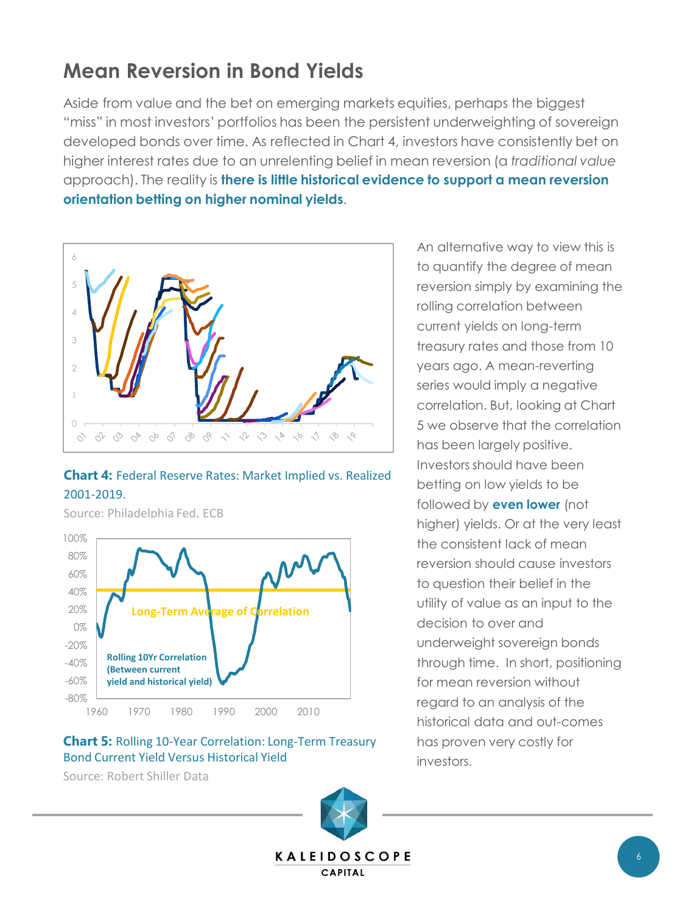## Mean Reversion in Bond Yields

Aside from value and the bet on emerging markets equities, perhaps the biggest "miss" in most investors' portfolios has been the persistent underweighting of sovereign developed bonds over time. As reflected in Chart 4, investors have consistently bet on higher interest rates due to an unrelenting belief in mean reversion (a *traditional value* approach). The reality is **there is little historical evidence to support a mean reversion orientation betting on higher nominal yields**.

**Chart 4:** Federal Reserve Rates: Market Implied vs. Realized 2001-2019.

Source: Philadelphia Fed, ECB

**Chart 5:** Rolling 10-Year Correlation: Long-Term Treasury Bond Current Yield Versus Historical Yield

Source: Robert Shiller Data

An alternative way to view this is to quantify the degree of mean reversion simply by examining the rolling correlation between current yields on long-term treasury rates and those from 10 years ago. A mean-reverting series would imply a negative correlation. But, looking at Chart 5 we observe that the correlation has been largely positive. Investors should have been betting on low yields to be followed by **even lower** (not higher) yields. Or at the very least the consistent lack of mean reversion should cause investors to question their belief in the utility of value as an input to the decision to over and underweight sovereign bonds through time. In short, positioning for mean reversion without regard to an analysis of the historical data and out-comes has proven very costly for investors.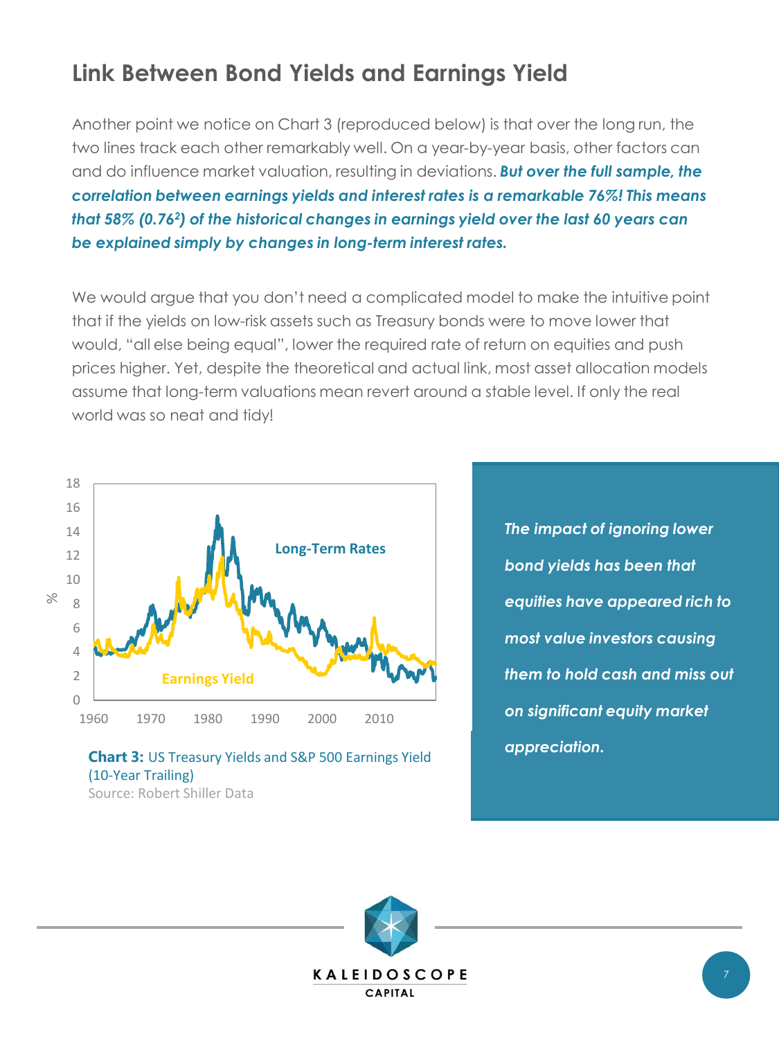## Link Between Bond Yields and Earnings Yield

Another point we notice on Chart 3 (reproduced below) is that over the long run, the two lines track each other remarkably well. On a year-by-year basis, other factors can and do influence market valuation, resulting in deviations. ***But over the full sample, the correlation between earnings yields and interest rates is a remarkable 76%! This means that 58% ($0.76^2$) of the historical changes in earnings yield over the last 60 years can be explained simply by changes in long-term interest rates.***

We would argue that you don't need a complicated model to make the intuitive point that if the yields on low-risk assets such as Treasury bonds were to move lower that would, "all else being equal", lower the required rate of return on equities and push prices higher. Yet, despite the theoretical and actual link, most asset allocation models assume that long-term valuations mean revert around a stable level. If only the real world was so neat and tidy!

**Chart 3:** US Treasury Yields and S&P 500 Earnings Yield (10-Year Trailing)
Source: Robert Shiller Data

***The impact of ignoring lower bond yields has been that equities have appeared rich to most value investors causing them to hold cash and miss out on significant equity market appreciation.***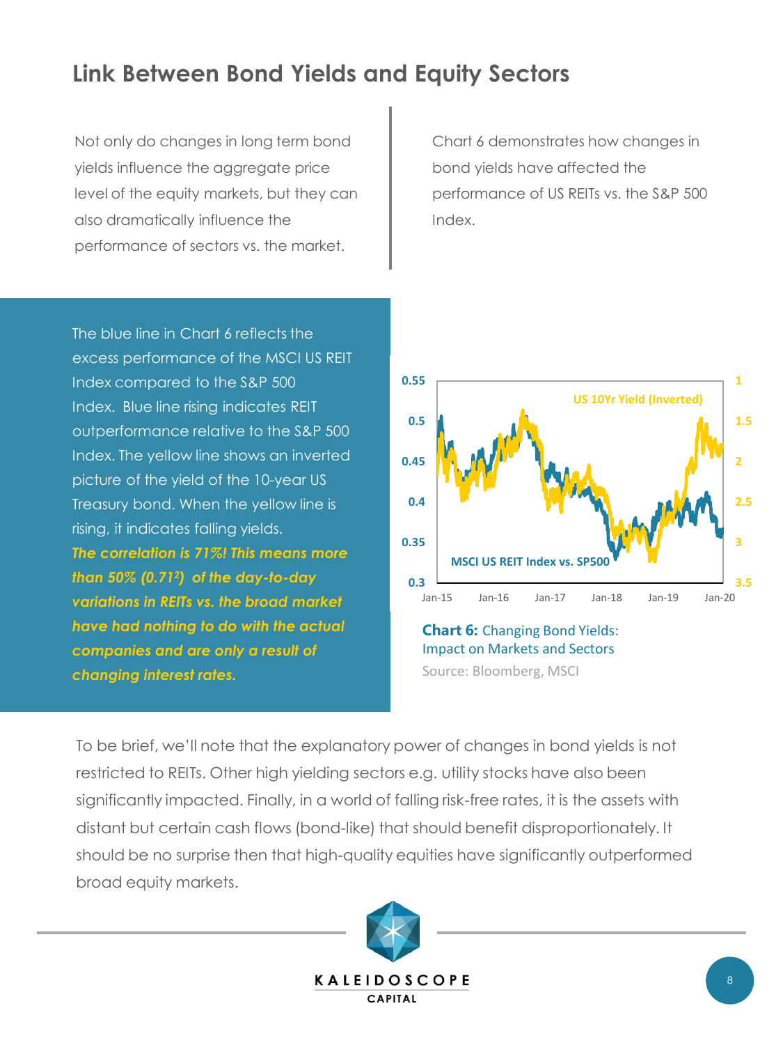## Link Between Bond Yields and Equity Sectors

Not only do changes in long term bond yields influence the aggregate price level of the equity markets, but they can also dramatically influence the performance of sectors vs. the market.

Chart 6 demonstrates how changes in bond yields have affected the performance of US REITs vs. the S&P 500 Index.

The blue line in Chart 6 reflects the excess performance of the MSCI US REIT Index compared to the S&P 500 Index. Blue line rising indicates REIT outperformance relative to the S&P 500 Index. The yellow line shows an inverted picture of the yield of the 10-year US Treasury bond. When the yellow line is rising, it indicates falling yields. ***The correlation is 71%! This means more than 50% ($0.71^2$) of the day-to-day variations in REITs vs. the broad market have had nothing to do with the actual companies and are only a result of changing interest rates.***

**Chart 6:** Changing Bond Yields: Impact on Markets and Sectors

Source: Bloomberg, MSCI

To be brief, we'll note that the explanatory power of changes in bond yields is not restricted to REITs. Other high yielding sectors e.g. utility stocks have also been significantly impacted. Finally, in a world of falling risk-free rates, it is the assets with distant but certain cash flows (bond-like) that should benefit disproportionately. It should be no surprise then that high-quality equities have significantly outperformed broad equity markets.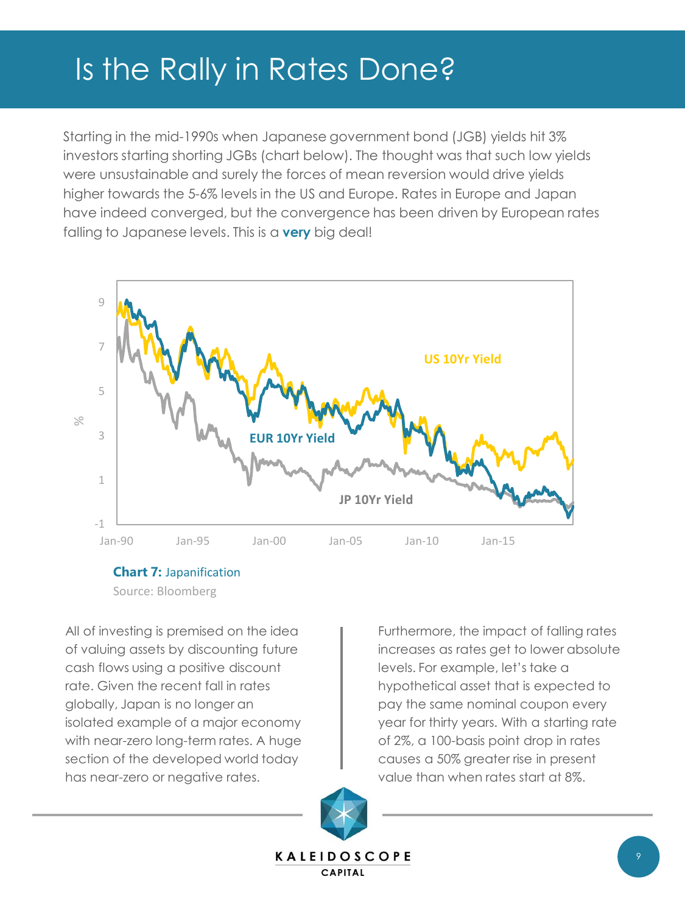# Is the Rally in Rates Done?

Starting in the mid-1990s when Japanese government bond (JGB) yields hit 3% investors starting shorting JGBs (chart below). The thought was that such low yields were unsustainable and surely the forces of mean reversion would drive yields higher towards the 5-6% levels in the US and Europe. Rates in Europe and Japan have indeed converged, but the convergence has been driven by European rates falling to Japanese levels. This is a **very** big deal!

**Chart 7:** Japanification

Source: Bloomberg

All of investing is premised on the idea of valuing assets by discounting future cash flows using a positive discount rate. Given the recent fall in rates globally, Japan is no longer an isolated example of a major economy with near-zero long-term rates. A huge section of the developed world today has near-zero or negative rates.

Furthermore, the impact of falling rates increases as rates get to lower absolute levels. For example, let's take a hypothetical asset that is expected to pay the same nominal coupon every year for thirty years. With a starting rate of 2%, a 100-basis point drop in rates causes a 50% greater rise in present value than when rates start at 8%.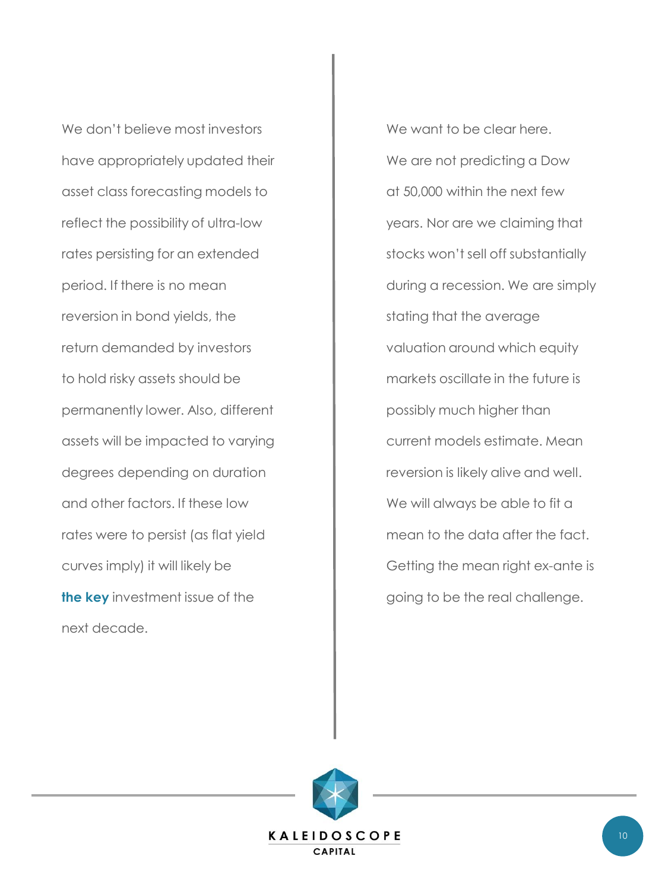We don't believe most investors have appropriately updated their asset class forecasting models to reflect the possibility of ultra-low rates persisting for an extended period. If there is no mean reversion in bond yields, the return demanded by investors to hold risky assets should be permanently lower. Also, different assets will be impacted to varying degrees depending on duration and other factors. If these low rates were to persist (as flat yield curves imply) it will likely be **the key** investment issue of the next decade.

We want to be clear here. We are not predicting a Dow at 50,000 within the next few years. Nor are we claiming that stocks won't sell off substantially during a recession. We are simply stating that the average valuation around which equity markets oscillate in the future is possibly much higher than current models estimate. Mean reversion is likely alive and well. We will always be able to fit a mean to the data after the fact. Getting the mean right ex-ante is going to be the real challenge.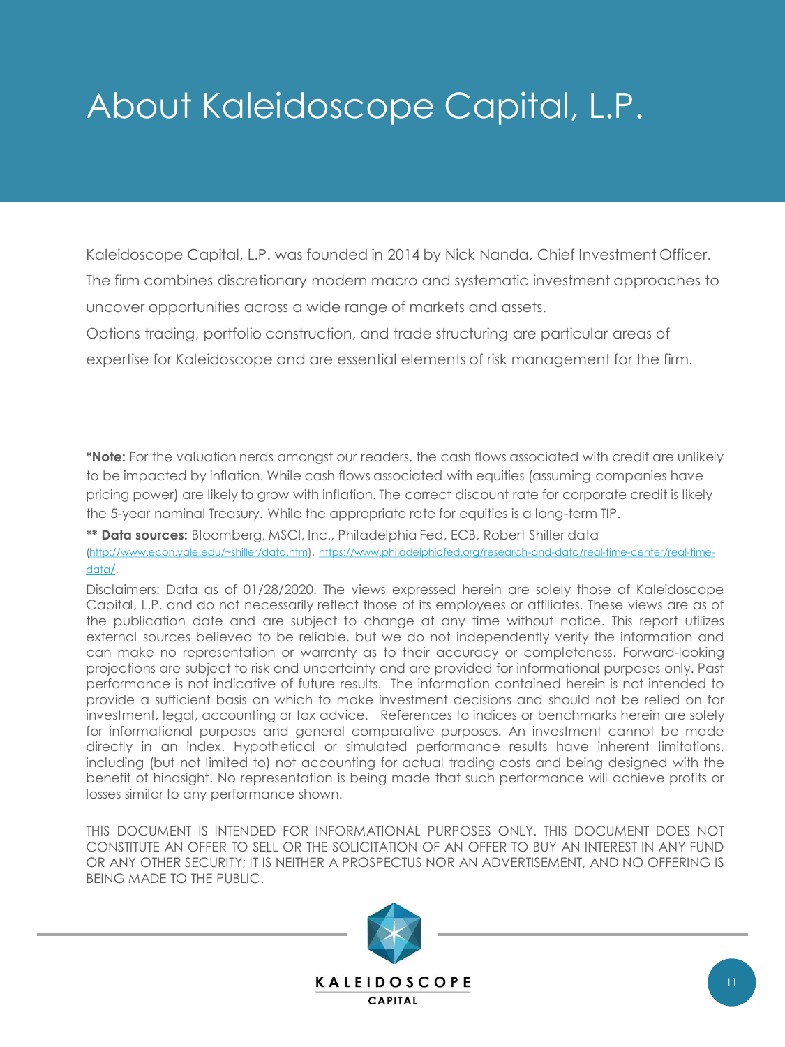# About Kaleidoscope Capital, L.P.

Kaleidoscope Capital, L.P. was founded in 2014 by Nick Nanda, Chief Investment Officer. The firm combines discretionary modern macro and systematic investment approaches to uncover opportunities across a wide range of markets and assets.

Options trading, portfolio construction, and trade structuring are particular areas of expertise for Kaleidoscope and are essential elements of risk management for the firm.

***Note:** For the valuation nerds amongst our readers, the cash flows associated with credit are unlikely to be impacted by inflation. While cash flows associated with equities (assuming companies have pricing power) are likely to grow with inflation. The correct discount rate for corporate credit is likely the 5-year nominal Treasury. While the appropriate rate for equities is a long-term TIP.

****** **Data sources:** Bloomberg, MSCI, Inc., Philadelphia Fed, ECB, Robert Shiller data (http://www.econ.yale.edu/~shiller/data.htm), https://www.philadelphiafed.org/research-and-data/real-time-center/real-time-data/.

Disclaimers: Data as of 01/28/2020. The views expressed herein are solely those of Kaleidoscope Capital, L.P. and do not necessarily reflect those of its employees or affiliates. These views are as of the publication date and are subject to change at any time without notice. This report utilizes external sources believed to be reliable, but we do not independently verify the information and can make no representation or warranty as to their accuracy or completeness. Forward-looking projections are subject to risk and uncertainty and are provided for informational purposes only. Past performance is not indicative of future results. The information contained herein is not intended to provide a sufficient basis on which to make investment decisions and should not be relied on for investment, legal, accounting or tax advice. References to indices or benchmarks herein are solely for informational purposes and general comparative purposes. An investment cannot be made directly in an index. Hypothetical or simulated performance results have inherent limitations, including (but not limited to) not accounting for actual trading costs and being designed with the benefit of hindsight. No representation is being made that such performance will achieve profits or losses similar to any performance shown.

THIS DOCUMENT IS INTENDED FOR INFORMATIONAL PURPOSES ONLY. THIS DOCUMENT DOES NOT CONSTITUTE AN OFFER TO SELL OR THE SOLICITATION OF AN OFFER TO BUY AN INTEREST IN ANY FUND OR ANY OTHER SECURITY; IT IS NEITHER A PROSPECTUS NOR AN ADVERTISEMENT, AND NO OFFERING IS BEING MADE TO THE PUBLIC.

KALEIDOSCOPE
CAPITAL